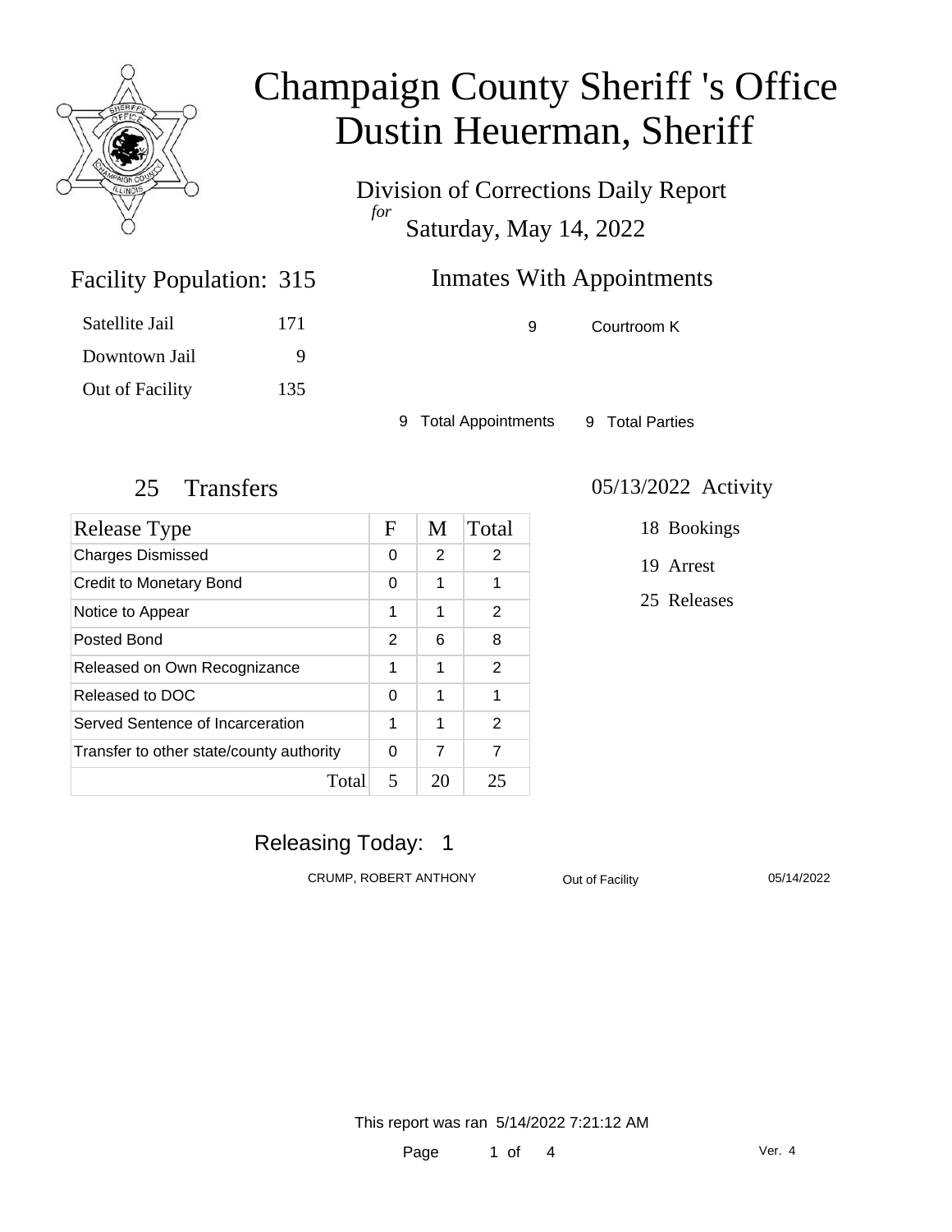# Champaign County Sheriff 's Office
# Dustin Heuerman, Sheriff

Division of Corrections Daily Report
*for*
Saturday, May 14, 2022

## Facility Population: 315

| | |
|---|---|
| Satellite Jail | 171 |
| Downtown Jail | 9 |
| Out of Facility | 135 |

## Inmates With Appointments

| | |
|---|---|
| 9 | Courtroom K |

9 Total Appointments 9 Total Parties

## 25 Transfers

| Release Type | F | M | Total |
|---|---|---|---|
| Charges Dismissed | 0 | 2 | 2 |
| Credit to Monetary Bond | 0 | 1 | 1 |
| Notice to Appear | 1 | 1 | 2 |
| Posted Bond | 2 | 6 | 8 |
| Released on Own Recognizance | 1 | 1 | 2 |
| Released to DOC | 0 | 1 | 1 |
| Served Sentence of Incarceration | 1 | 1 | 2 |
| Transfer to other state/county authority | 0 | 7 | 7 |
| Total | 5 | 20 | 25 |

## 05/13/2022 Activity

18 Bookings

19 Arrest

25 Releases

## Releasing Today: 1

| | | |
|---|---|---|
| CRUMP, ROBERT ANTHONY | Out of Facility | 05/14/2022 |

This report was ran 5/14/2022 7:21:12 AM

Ver. 4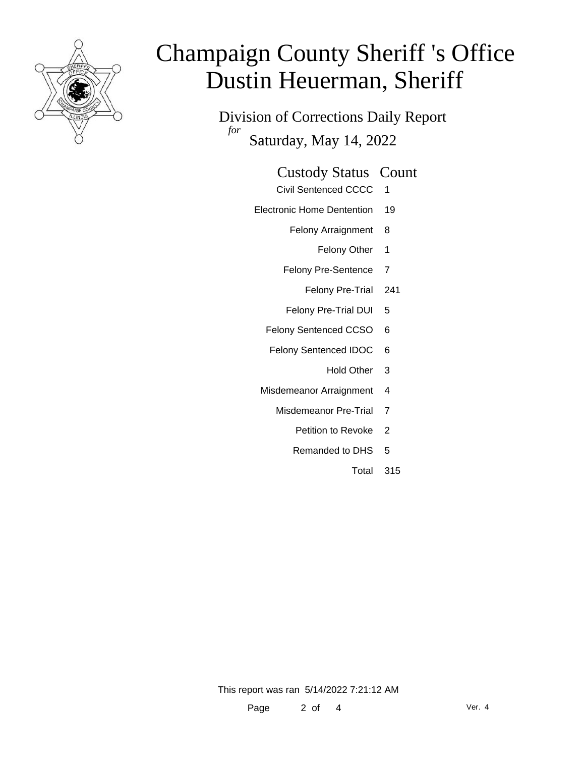# Champaign County Sheriff 's Office
# Dustin Heuerman, Sheriff

Division of Corrections Daily Report

*for*

Saturday, May 14, 2022

| Custody Status | Count |
| --- | --- |
| Civil Sentenced CCCC | 1 |
| Electronic Home Dentention | 19 |
| Felony Arraignment | 8 |
| Felony Other | 1 |
| Felony Pre-Sentence | 7 |
| Felony Pre-Trial | 241 |
| Felony Pre-Trial DUI | 5 |
| Felony Sentenced CCSO | 6 |
| Felony Sentenced IDOC | 6 |
| Hold Other | 3 |
| Misdemeanor Arraignment | 4 |
| Misdemeanor Pre-Trial | 7 |
| Petition to Revoke | 2 |
| Remanded to DHS | 5 |
| Total | 315 |

This report was ran 5/14/2022 7:21:12 AM

Ver. 4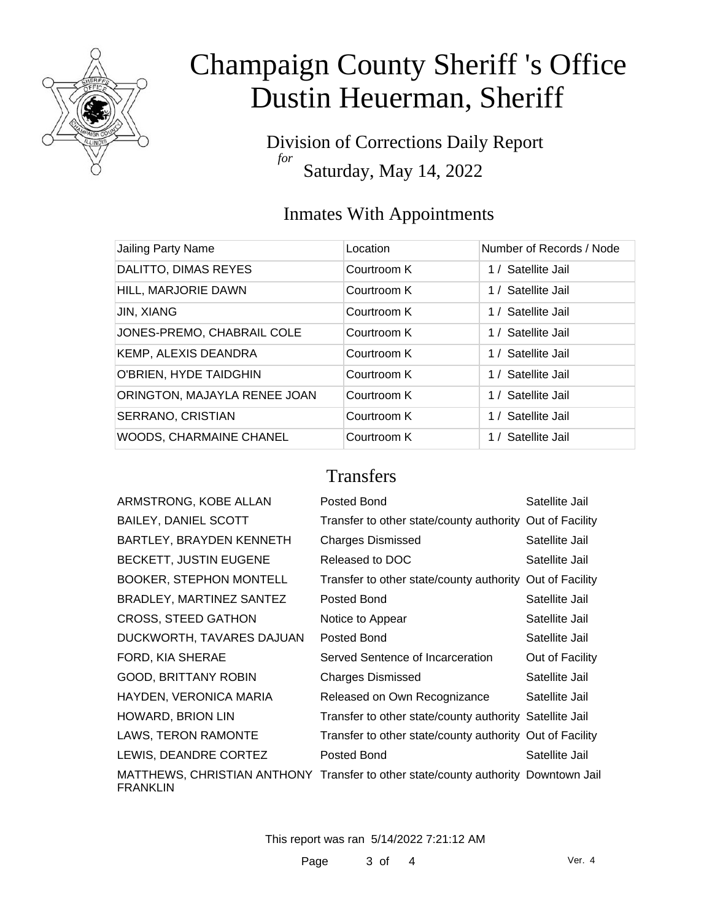# Champaign County Sheriff 's Office
# Dustin Heuerman, Sheriff

Division of Corrections Daily Report
*for*
Saturday, May 14, 2022

## Inmates With Appointments

| Jailing Party Name | Location | Number of Records / Node |
|---|---|---|
| DALITTO, DIMAS REYES | Courtroom K | 1 / Satellite Jail |
| HILL, MARJORIE DAWN | Courtroom K | 1 / Satellite Jail |
| JIN, XIANG | Courtroom K | 1 / Satellite Jail |
| JONES-PREMO, CHABRAIL COLE | Courtroom K | 1 / Satellite Jail |
| KEMP, ALEXIS DEANDRA | Courtroom K | 1 / Satellite Jail |
| O'BRIEN, HYDE TAIDGHIN | Courtroom K | 1 / Satellite Jail |
| ORINGTON, MAJAYLA RENEE JOAN | Courtroom K | 1 / Satellite Jail |
| SERRANO, CRISTIAN | Courtroom K | 1 / Satellite Jail |
| WOODS, CHARMAINE CHANEL | Courtroom K | 1 / Satellite Jail |

## Transfers

| | | |
|---|---|---|
| ARMSTRONG, KOBE ALLAN | Posted Bond | Satellite Jail |
| BAILEY, DANIEL SCOTT | Transfer to other state/county authority | Out of Facility |
| BARTLEY, BRAYDEN KENNETH | Charges Dismissed | Satellite Jail |
| BECKETT, JUSTIN EUGENE | Released to DOC | Satellite Jail |
| BOOKER, STEPHON MONTELL | Transfer to other state/county authority | Out of Facility |
| BRADLEY, MARTINEZ SANTEZ | Posted Bond | Satellite Jail |
| CROSS, STEED GATHON | Notice to Appear | Satellite Jail |
| DUCKWORTH, TAVARES DAJUAN | Posted Bond | Satellite Jail |
| FORD, KIA SHERAE | Served Sentence of Incarceration | Out of Facility |
| GOOD, BRITTANY ROBIN | Charges Dismissed | Satellite Jail |
| HAYDEN, VERONICA MARIA | Released on Own Recognizance | Satellite Jail |
| HOWARD, BRION LIN | Transfer to other state/county authority | Satellite Jail |
| LAWS, TERON RAMONTE | Transfer to other state/county authority | Out of Facility |
| LEWIS, DEANDRE CORTEZ | Posted Bond | Satellite Jail |
| MATTHEWS, CHRISTIAN ANTHONY FRANKLIN | Transfer to other state/county authority | Downtown Jail |

This report was ran 5/14/2022 7:21:12 AM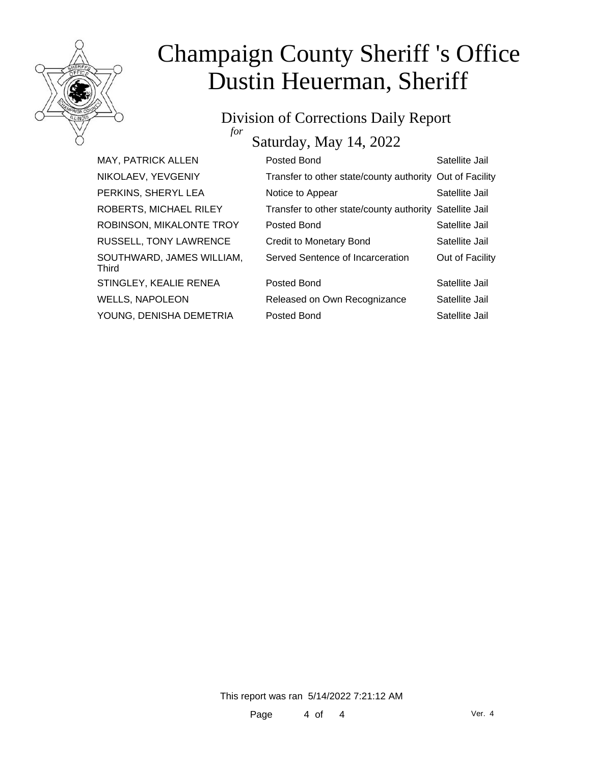# Champaign County Sheriff 's Office
# Dustin Heuerman, Sheriff

## Division of Corrections Daily Report

*for*

## Saturday, May 14, 2022

| | | |
|---|---|---|
| MAY, PATRICK ALLEN | Posted Bond | Satellite Jail |
| NIKOLAEV, YEVGENIY | Transfer to other state/county authority | Out of Facility |
| PERKINS, SHERYL LEA | Notice to Appear | Satellite Jail |
| ROBERTS, MICHAEL RILEY | Transfer to other state/county authority | Satellite Jail |
| ROBINSON, MIKALONTE TROY | Posted Bond | Satellite Jail |
| RUSSELL, TONY LAWRENCE | Credit to Monetary Bond | Satellite Jail |
| SOUTHWARD, JAMES WILLIAM, Third | Served Sentence of Incarceration | Out of Facility |
| STINGLEY, KEALIE RENEA | Posted Bond | Satellite Jail |
| WELLS, NAPOLEON | Released on Own Recognizance | Satellite Jail |
| YOUNG, DENISHA DEMETRIA | Posted Bond | Satellite Jail |

This report was ran 5/14/2022 7:21:12 AM

Ver. 4